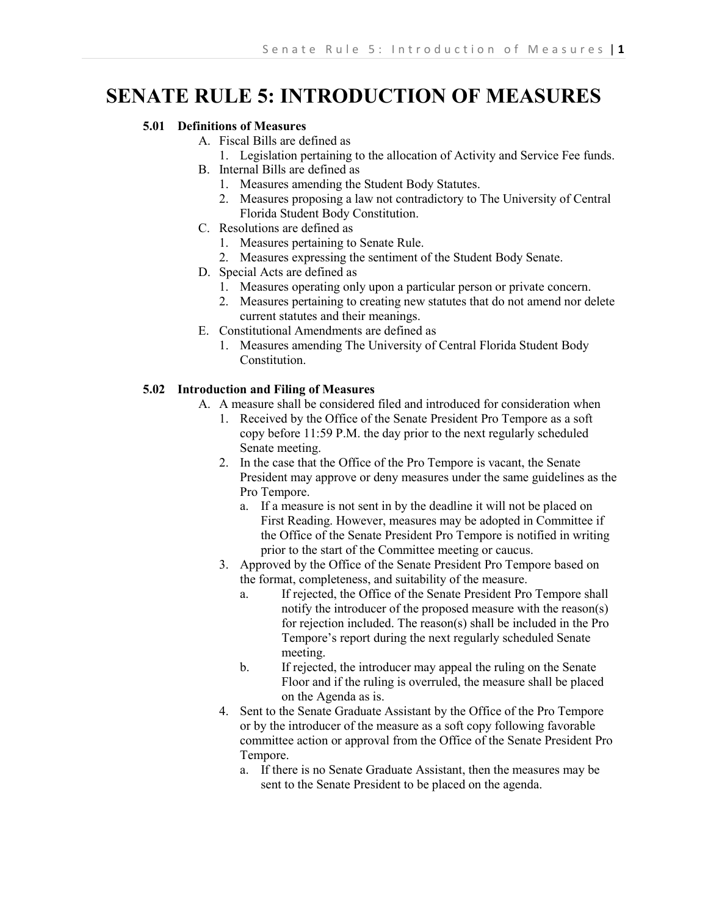# SENATE RULE 5: INTRODUCTION OF MEASURES

## 5.01 Definitions of Measures

- A. Fiscal Bills are defined as
  1. Legislation pertaining to the allocation of Activity and Service Fee funds.
- B. Internal Bills are defined as
  1. Measures amending the Student Body Statutes.
  2. Measures proposing a law not contradictory to The University of Central Florida Student Body Constitution.
- C. Resolutions are defined as
  1. Measures pertaining to Senate Rule.
  2. Measures expressing the sentiment of the Student Body Senate.
- D. Special Acts are defined as
  1. Measures operating only upon a particular person or private concern.
  2. Measures pertaining to creating new statutes that do not amend nor delete current statutes and their meanings.
- E. Constitutional Amendments are defined as
  1. Measures amending The University of Central Florida Student Body Constitution.

## 5.02 Introduction and Filing of Measures

- A. A measure shall be considered filed and introduced for consideration when
  1. Received by the Office of the Senate President Pro Tempore as a soft copy before 11:59 P.M. the day prior to the next regularly scheduled Senate meeting.
  2. In the case that the Office of the Pro Tempore is vacant, the Senate President may approve or deny measures under the same guidelines as the Pro Tempore.
     - a. If a measure is not sent in by the deadline it will not be placed on First Reading. However, measures may be adopted in Committee if the Office of the Senate President Pro Tempore is notified in writing prior to the start of the Committee meeting or caucus.
  3. Approved by the Office of the Senate President Pro Tempore based on the format, completeness, and suitability of the measure.
     - a. If rejected, the Office of the Senate President Pro Tempore shall notify the introducer of the proposed measure with the reason(s) for rejection included. The reason(s) shall be included in the Pro Tempore's report during the next regularly scheduled Senate meeting.
     - b. If rejected, the introducer may appeal the ruling on the Senate Floor and if the ruling is overruled, the measure shall be placed on the Agenda as is.
  4. Sent to the Senate Graduate Assistant by the Office of the Pro Tempore or by the introducer of the measure as a soft copy following favorable committee action or approval from the Office of the Senate President Pro Tempore.
     - a. If there is no Senate Graduate Assistant, then the measures may be sent to the Senate President to be placed on the agenda.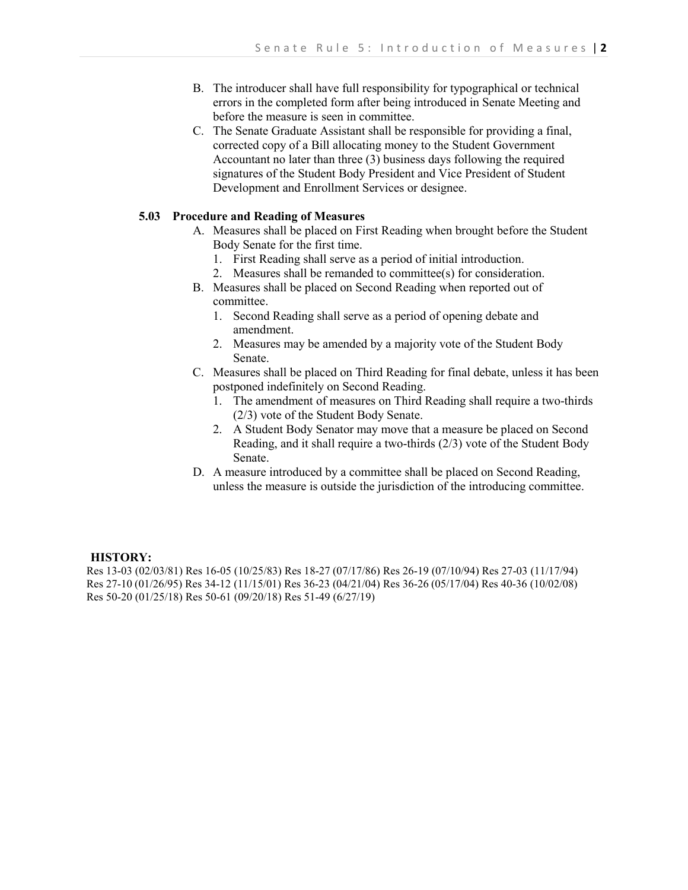B. The introducer shall have full responsibility for typographical or technical errors in the completed form after being introduced in Senate Meeting and before the measure is seen in committee.

C. The Senate Graduate Assistant shall be responsible for providing a final, corrected copy of a Bill allocating money to the Student Government Accountant no later than three (3) business days following the required signatures of the Student Body President and Vice President of Student Development and Enrollment Services or designee.

### 5.03 Procedure and Reading of Measures

A. Measures shall be placed on First Reading when brought before the Student Body Senate for the first time.
   1. First Reading shall serve as a period of initial introduction.
   2. Measures shall be remanded to committee(s) for consideration.

B. Measures shall be placed on Second Reading when reported out of committee.
   1. Second Reading shall serve as a period of opening debate and amendment.
   2. Measures may be amended by a majority vote of the Student Body Senate.

C. Measures shall be placed on Third Reading for final debate, unless it has been postponed indefinitely on Second Reading.
   1. The amendment of measures on Third Reading shall require a two-thirds (2/3) vote of the Student Body Senate.
   2. A Student Body Senator may move that a measure be placed on Second Reading, and it shall require a two-thirds (2/3) vote of the Student Body Senate.

D. A measure introduced by a committee shall be placed on Second Reading, unless the measure is outside the jurisdiction of the introducing committee.

**HISTORY:**

Res 13-03 (02/03/81) Res 16-05 (10/25/83) Res 18-27 (07/17/86) Res 26-19 (07/10/94) Res 27-03 (11/17/94) Res 27-10 (01/26/95) Res 34-12 (11/15/01) Res 36-23 (04/21/04) Res 36-26 (05/17/04) Res 40-36 (10/02/08) Res 50-20 (01/25/18) Res 50-61 (09/20/18) Res 51-49 (6/27/19)